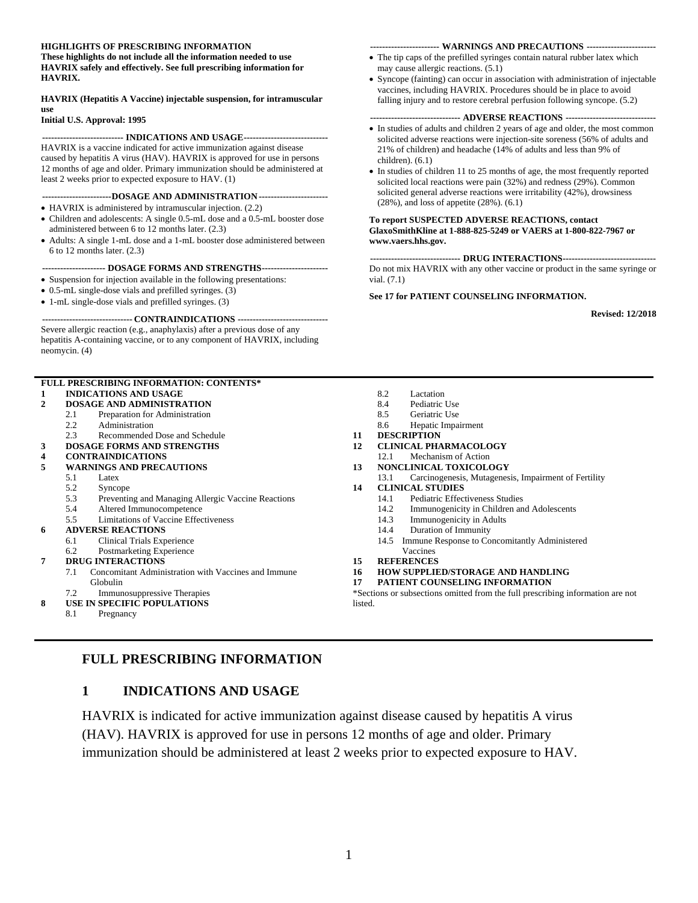**HIGHLIGHTS OF PRESCRIBING INFORMATION**
**These highlights do not include all the information needed to use HAVRIX safely and effectively. See full prescribing information for HAVRIX.**

**HAVRIX (Hepatitis A Vaccine) injectable suspension, for intramuscular use**
**Initial U.S. Approval: 1995**

**--------------------------- INDICATIONS AND USAGE----------------------------**

HAVRIX is a vaccine indicated for active immunization against disease caused by hepatitis A virus (HAV). HAVRIX is approved for use in persons 12 months of age and older. Primary immunization should be administered at least 2 weeks prior to expected exposure to HAV. (1)

**-----------------------DOSAGE AND ADMINISTRATION-----------------------**

- HAVRIX is administered by intramuscular injection. (2.2)
- Children and adolescents: A single 0.5-mL dose and a 0.5-mL booster dose administered between 6 to 12 months later. (2.3)
- Adults: A single 1-mL dose and a 1-mL booster dose administered between 6 to 12 months later. (2.3)

**--------------------- DOSAGE FORMS AND STRENGTHS----------------------**

- Suspension for injection available in the following presentations:
- 0.5-mL single-dose vials and prefilled syringes. (3)
- 1-mL single-dose vials and prefilled syringes. (3)

**------------------------------ CONTRAINDICATIONS ------------------------------**

Severe allergic reaction (e.g., anaphylaxis) after a previous dose of any hepatitis A-containing vaccine, or to any component of HAVRIX, including neomycin. (4)

**----------------------- WARNINGS AND PRECAUTIONS -----------------------**

- The tip caps of the prefilled syringes contain natural rubber latex which may cause allergic reactions. (5.1)
- Syncope (fainting) can occur in association with administration of injectable vaccines, including HAVRIX. Procedures should be in place to avoid falling injury and to restore cerebral perfusion following syncope. (5.2)

**------------------------------ ADVERSE REACTIONS ------------------------------**

- In studies of adults and children 2 years of age and older, the most common solicited adverse reactions were injection-site soreness (56% of adults and 21% of children) and headache (14% of adults and less than 9% of children). (6.1)
- In studies of children 11 to 25 months of age, the most frequently reported solicited local reactions were pain (32%) and redness (29%). Common solicited general adverse reactions were irritability (42%), drowsiness (28%), and loss of appetite (28%). (6.1)

**To report SUSPECTED ADVERSE REACTIONS, contact GlaxoSmithKline at 1-888-825-5249 or VAERS at 1-800-822-7967 or www.vaers.hhs.gov.**

**------------------------------ DRUG INTERACTIONS-------------------------------**

Do not mix HAVRIX with any other vaccine or product in the same syringe or vial. (7.1)

**See 17 for PATIENT COUNSELING INFORMATION.**

**Revised: 12/2018**

---

**FULL PRESCRIBING INFORMATION: CONTENTS***

**1 INDICATIONS AND USAGE**
**2 DOSAGE AND ADMINISTRATION**
- 2.1 Preparation for Administration
- 2.2 Administration
- 2.3 Recommended Dose and Schedule

**3 DOSAGE FORMS AND STRENGTHS**
**4 CONTRAINDICATIONS**
**5 WARNINGS AND PRECAUTIONS**
- 5.1 Latex
- 5.2 Syncope
- 5.3 Preventing and Managing Allergic Vaccine Reactions
- 5.4 Altered Immunocompetence
- 5.5 Limitations of Vaccine Effectiveness

**6 ADVERSE REACTIONS**
- 6.1 Clinical Trials Experience
- 6.2 Postmarketing Experience

**7 DRUG INTERACTIONS**
- 7.1 Concomitant Administration with Vaccines and Immune Globulin
- 7.2 Immunosuppressive Therapies

**8 USE IN SPECIFIC POPULATIONS**
- 8.1 Pregnancy
- 8.2 Lactation
- 8.4 Pediatric Use
- 8.5 Geriatric Use
- 8.6 Hepatic Impairment

**11 DESCRIPTION**
**12 CLINICAL PHARMACOLOGY**
- 12.1 Mechanism of Action

**13 NONCLINICAL TOXICOLOGY**
- 13.1 Carcinogenesis, Mutagenesis, Impairment of Fertility

**14 CLINICAL STUDIES**
- 14.1 Pediatric Effectiveness Studies
- 14.2 Immunogenicity in Children and Adolescents
- 14.3 Immunogenicity in Adults
- 14.4 Duration of Immunity
- 14.5 Immune Response to Concomitantly Administered Vaccines

**15 REFERENCES**
**16 HOW SUPPLIED/STORAGE AND HANDLING**
**17 PATIENT COUNSELING INFORMATION**

*Sections or subsections omitted from the full prescribing information are not listed.

---

# FULL PRESCRIBING INFORMATION

## 1 INDICATIONS AND USAGE

HAVRIX is indicated for active immunization against disease caused by hepatitis A virus (HAV). HAVRIX is approved for use in persons 12 months of age and older. Primary immunization should be administered at least 2 weeks prior to expected exposure to HAV.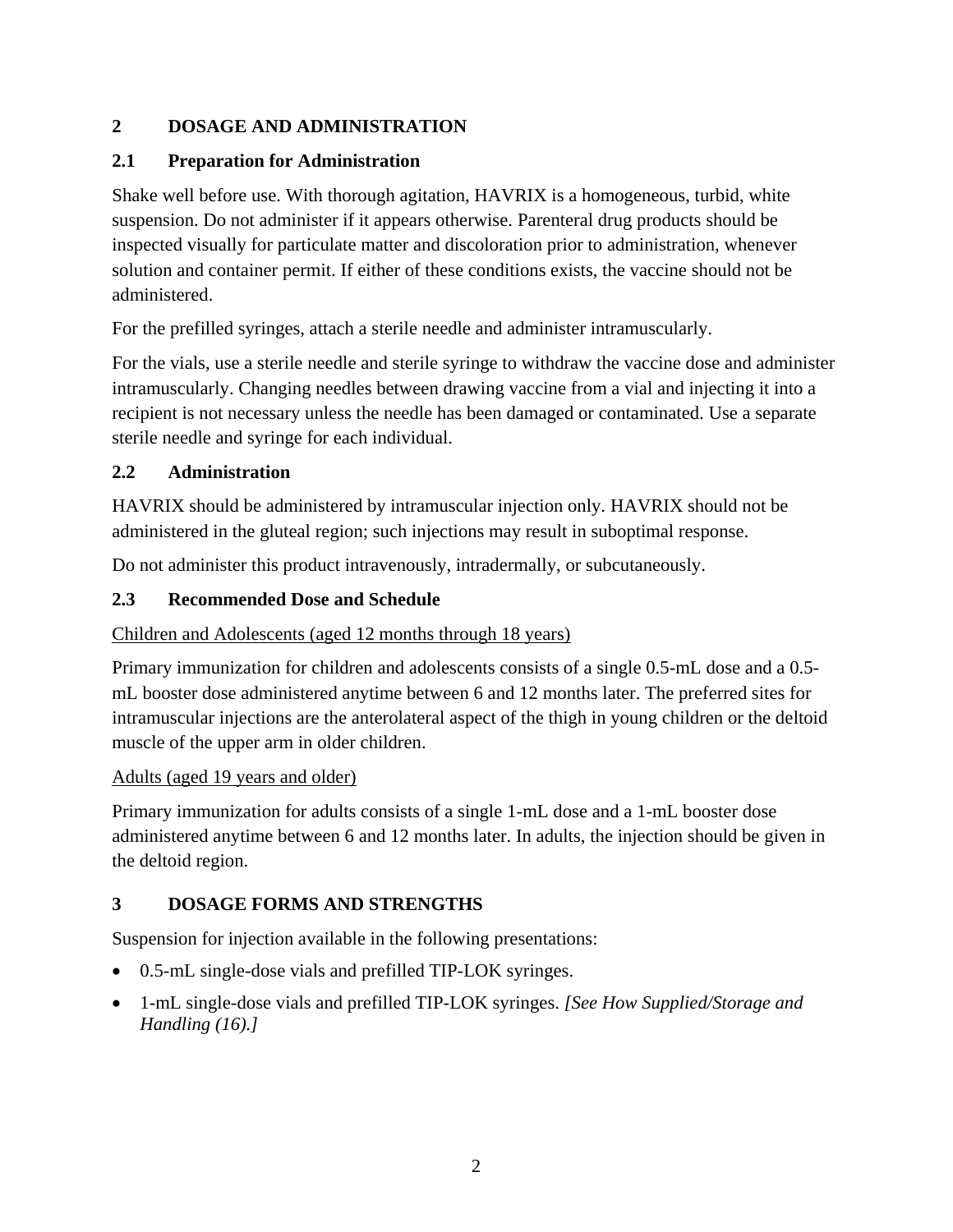## 2 DOSAGE AND ADMINISTRATION

### 2.1 Preparation for Administration

Shake well before use. With thorough agitation, HAVRIX is a homogeneous, turbid, white suspension. Do not administer if it appears otherwise. Parenteral drug products should be inspected visually for particulate matter and discoloration prior to administration, whenever solution and container permit. If either of these conditions exists, the vaccine should not be administered.

For the prefilled syringes, attach a sterile needle and administer intramuscularly.

For the vials, use a sterile needle and sterile syringe to withdraw the vaccine dose and administer intramuscularly. Changing needles between drawing vaccine from a vial and injecting it into a recipient is not necessary unless the needle has been damaged or contaminated. Use a separate sterile needle and syringe for each individual.

### 2.2 Administration

HAVRIX should be administered by intramuscular injection only. HAVRIX should not be administered in the gluteal region; such injections may result in suboptimal response.

Do not administer this product intravenously, intradermally, or subcutaneously.

### 2.3 Recommended Dose and Schedule

<u>Children and Adolescents (aged 12 months through 18 years)</u>

Primary immunization for children and adolescents consists of a single 0.5-mL dose and a 0.5-mL booster dose administered anytime between 6 and 12 months later. The preferred sites for intramuscular injections are the anterolateral aspect of the thigh in young children or the deltoid muscle of the upper arm in older children.

<u>Adults (aged 19 years and older)</u>

Primary immunization for adults consists of a single 1-mL dose and a 1-mL booster dose administered anytime between 6 and 12 months later. In adults, the injection should be given in the deltoid region.

## 3 DOSAGE FORMS AND STRENGTHS

Suspension for injection available in the following presentations:

- 0.5-mL single-dose vials and prefilled TIP-LOK syringes.
- 1-mL single-dose vials and prefilled TIP-LOK syringes. *[See How Supplied/Storage and Handling (16).]*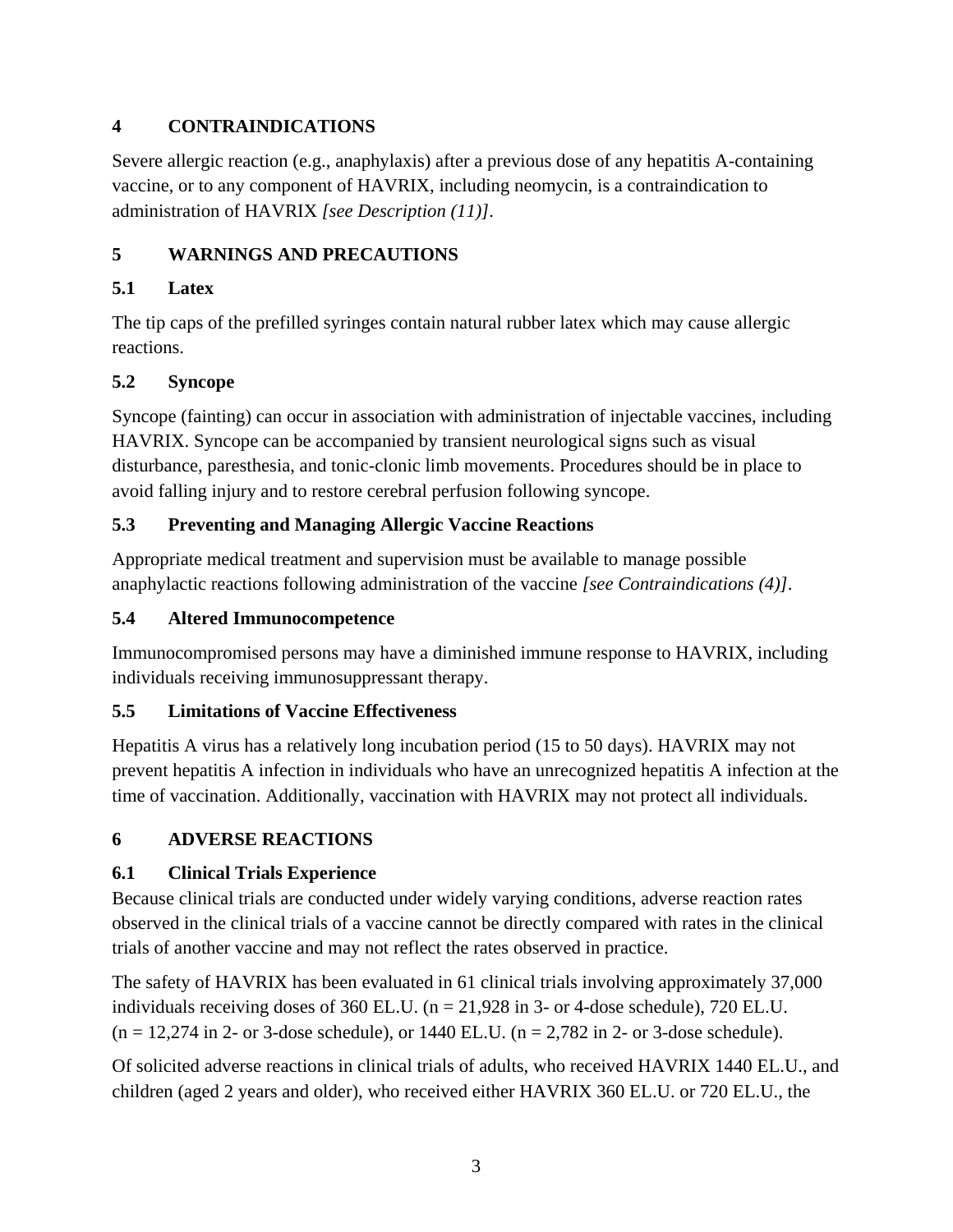## 4 CONTRAINDICATIONS

Severe allergic reaction (e.g., anaphylaxis) after a previous dose of any hepatitis A-containing vaccine, or to any component of HAVRIX, including neomycin, is a contraindication to administration of HAVRIX *[see Description (11)]*.

## 5 WARNINGS AND PRECAUTIONS

### 5.1 Latex

The tip caps of the prefilled syringes contain natural rubber latex which may cause allergic reactions.

### 5.2 Syncope

Syncope (fainting) can occur in association with administration of injectable vaccines, including HAVRIX. Syncope can be accompanied by transient neurological signs such as visual disturbance, paresthesia, and tonic-clonic limb movements. Procedures should be in place to avoid falling injury and to restore cerebral perfusion following syncope.

### 5.3 Preventing and Managing Allergic Vaccine Reactions

Appropriate medical treatment and supervision must be available to manage possible anaphylactic reactions following administration of the vaccine *[see Contraindications (4)]*.

### 5.4 Altered Immunocompetence

Immunocompromised persons may have a diminished immune response to HAVRIX, including individuals receiving immunosuppressant therapy.

### 5.5 Limitations of Vaccine Effectiveness

Hepatitis A virus has a relatively long incubation period (15 to 50 days). HAVRIX may not prevent hepatitis A infection in individuals who have an unrecognized hepatitis A infection at the time of vaccination. Additionally, vaccination with HAVRIX may not protect all individuals.

## 6 ADVERSE REACTIONS

### 6.1 Clinical Trials Experience

Because clinical trials are conducted under widely varying conditions, adverse reaction rates observed in the clinical trials of a vaccine cannot be directly compared with rates in the clinical trials of another vaccine and may not reflect the rates observed in practice.

The safety of HAVRIX has been evaluated in 61 clinical trials involving approximately 37,000 individuals receiving doses of 360 EL.U. (n = 21,928 in 3- or 4-dose schedule), 720 EL.U. (n = 12,274 in 2- or 3-dose schedule), or 1440 EL.U. (n = 2,782 in 2- or 3-dose schedule).

Of solicited adverse reactions in clinical trials of adults, who received HAVRIX 1440 EL.U., and children (aged 2 years and older), who received either HAVRIX 360 EL.U. or 720 EL.U., the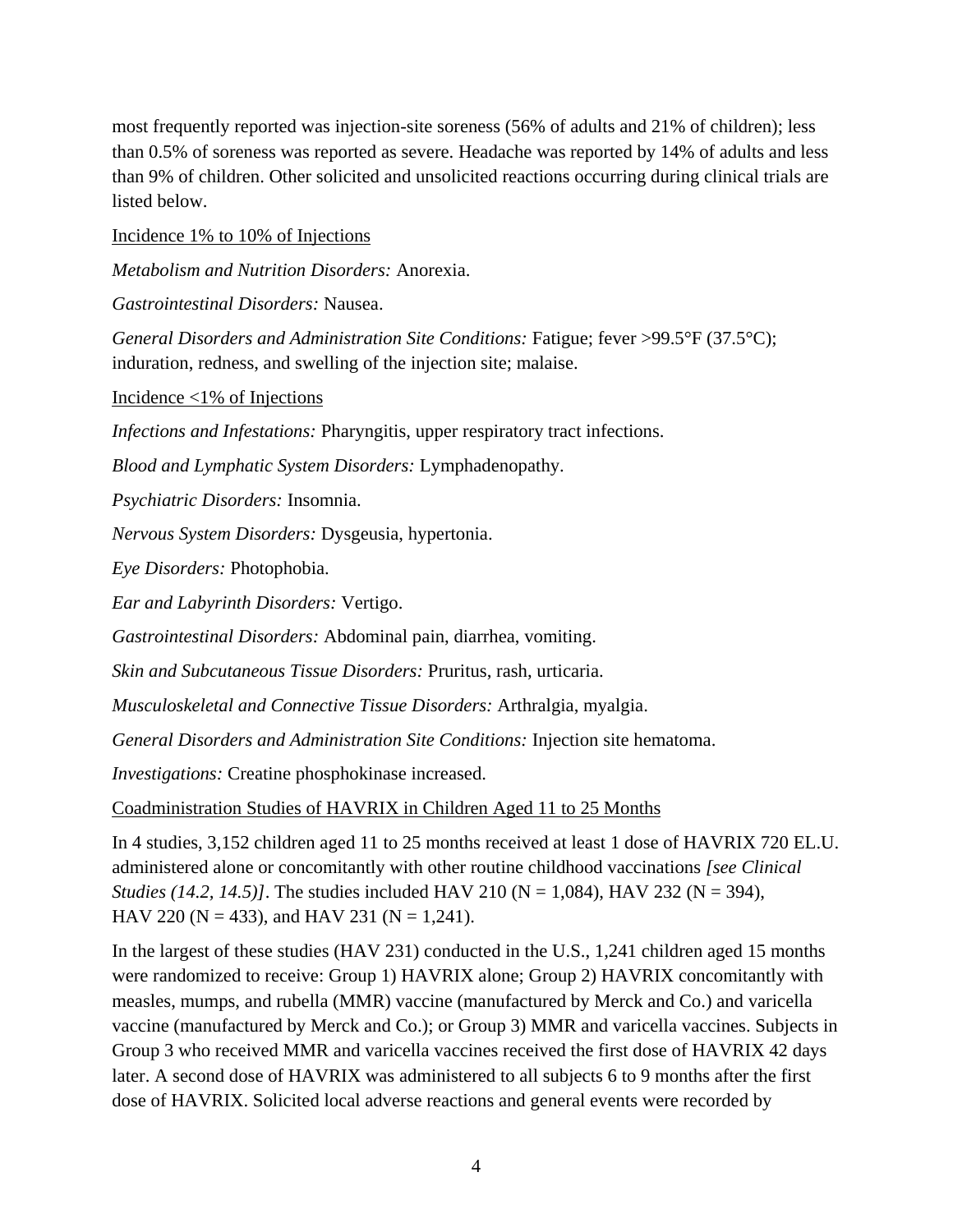most frequently reported was injection-site soreness (56% of adults and 21% of children); less than 0.5% of soreness was reported as severe. Headache was reported by 14% of adults and less than 9% of children. Other solicited and unsolicited reactions occurring during clinical trials are listed below.

<u>Incidence 1% to 10% of Injections</u>

*Metabolism and Nutrition Disorders:* Anorexia.

*Gastrointestinal Disorders:* Nausea.

*General Disorders and Administration Site Conditions:* Fatigue; fever >99.5°F (37.5°C); induration, redness, and swelling of the injection site; malaise.

<u>Incidence <1% of Injections</u>

*Infections and Infestations:* Pharyngitis, upper respiratory tract infections.

*Blood and Lymphatic System Disorders:* Lymphadenopathy.

*Psychiatric Disorders:* Insomnia.

*Nervous System Disorders:* Dysgeusia, hypertonia.

*Eye Disorders:* Photophobia.

*Ear and Labyrinth Disorders:* Vertigo.

*Gastrointestinal Disorders:* Abdominal pain, diarrhea, vomiting.

*Skin and Subcutaneous Tissue Disorders:* Pruritus, rash, urticaria.

*Musculoskeletal and Connective Tissue Disorders:* Arthralgia, myalgia.

*General Disorders and Administration Site Conditions:* Injection site hematoma.

*Investigations:* Creatine phosphokinase increased.

<u>Coadministration Studies of HAVRIX in Children Aged 11 to 25 Months</u>

In 4 studies, 3,152 children aged 11 to 25 months received at least 1 dose of HAVRIX 720 EL.U. administered alone or concomitantly with other routine childhood vaccinations *[see Clinical Studies (14.2, 14.5)]*. The studies included HAV 210 (N = 1,084), HAV 232 (N = 394), HAV 220 (N = 433), and HAV 231 (N = 1,241).

In the largest of these studies (HAV 231) conducted in the U.S., 1,241 children aged 15 months were randomized to receive: Group 1) HAVRIX alone; Group 2) HAVRIX concomitantly with measles, mumps, and rubella (MMR) vaccine (manufactured by Merck and Co.) and varicella vaccine (manufactured by Merck and Co.); or Group 3) MMR and varicella vaccines. Subjects in Group 3 who received MMR and varicella vaccines received the first dose of HAVRIX 42 days later. A second dose of HAVRIX was administered to all subjects 6 to 9 months after the first dose of HAVRIX. Solicited local adverse reactions and general events were recorded by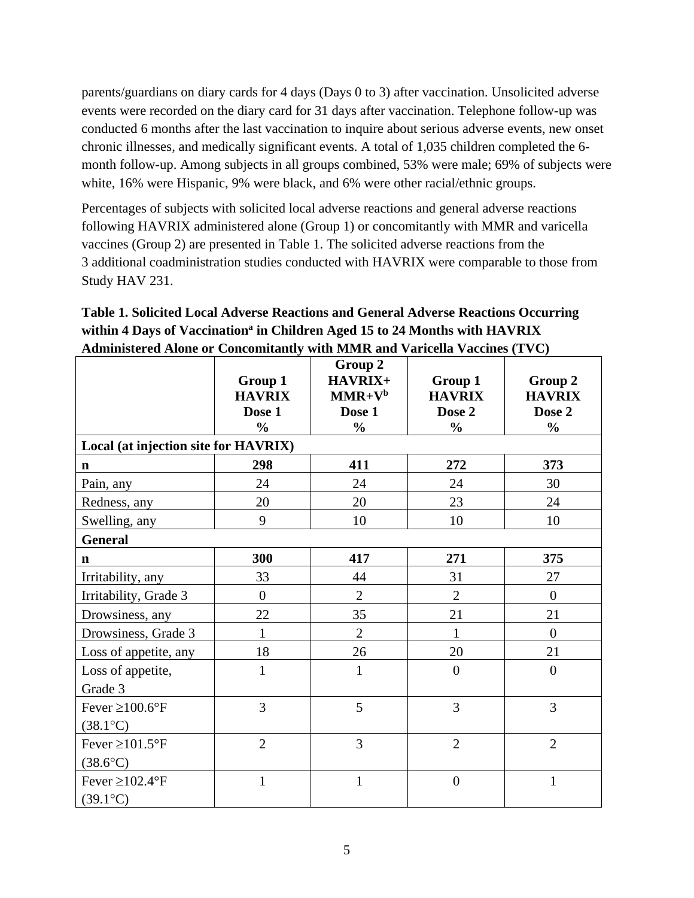parents/guardians on diary cards for 4 days (Days 0 to 3) after vaccination. Unsolicited adverse events were recorded on the diary card for 31 days after vaccination. Telephone follow-up was conducted 6 months after the last vaccination to inquire about serious adverse events, new onset chronic illnesses, and medically significant events. A total of 1,035 children completed the 6-month follow-up. Among subjects in all groups combined, 53% were male; 69% of subjects were white, 16% were Hispanic, 9% were black, and 6% were other racial/ethnic groups.

Percentages of subjects with solicited local adverse reactions and general adverse reactions following HAVRIX administered alone (Group 1) or concomitantly with MMR and varicella vaccines (Group 2) are presented in Table 1. The solicited adverse reactions from the 3 additional coadministration studies conducted with HAVRIX were comparable to those from Study HAV 231.

**Table 1. Solicited Local Adverse Reactions and General Adverse Reactions Occurring within 4 Days of Vaccination[a] in Children Aged 15 to 24 Months with HAVRIX Administered Alone or Concomitantly with MMR and Varicella Vaccines (TVC)**

| | Group 1 HAVRIX Dose 1 % | Group 2 HAVRIX+ MMR+V[b] Dose 1 % | Group 1 HAVRIX Dose 2 % | Group 2 HAVRIX Dose 2 % |
|---|---|---|---|---|
| **Local (at injection site for HAVRIX)** | | | | |
| **n** | **298** | **411** | **272** | **373** |
| Pain, any | 24 | 24 | 24 | 30 |
| Redness, any | 20 | 20 | 23 | 24 |
| Swelling, any | 9 | 10 | 10 | 10 |
| **General** | | | | |
| **n** | **300** | **417** | **271** | **375** |
| Irritability, any | 33 | 44 | 31 | 27 |
| Irritability, Grade 3 | 0 | 2 | 2 | 0 |
| Drowsiness, any | 22 | 35 | 21 | 21 |
| Drowsiness, Grade 3 | 1 | 2 | 1 | 0 |
| Loss of appetite, any | 18 | 26 | 20 | 21 |
| Loss of appetite, Grade 3 | 1 | 1 | 0 | 0 |
| Fever ≥100.6°F (38.1°C) | 3 | 5 | 3 | 3 |
| Fever ≥101.5°F (38.6°C) | 2 | 3 | 2 | 2 |
| Fever ≥102.4°F (39.1°C) | 1 | 1 | 0 | 1 |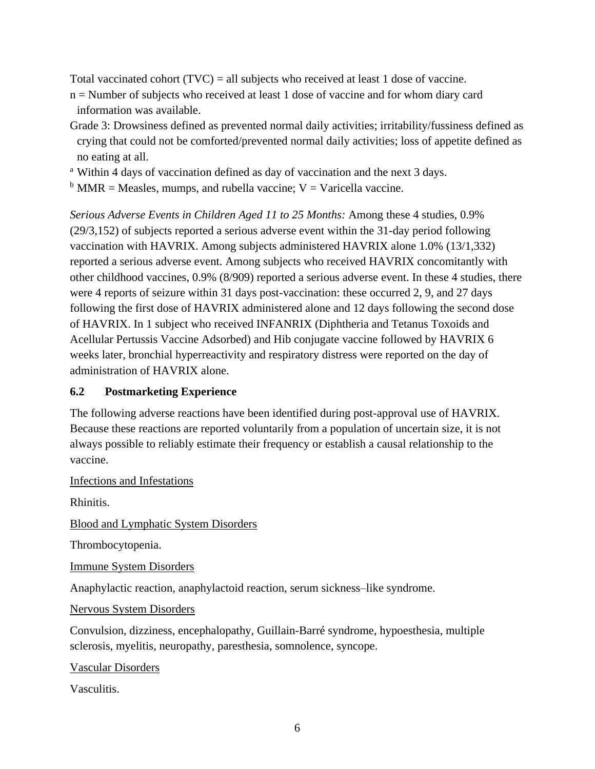Total vaccinated cohort (TVC) = all subjects who received at least 1 dose of vaccine.

n = Number of subjects who received at least 1 dose of vaccine and for whom diary card information was available.

Grade 3: Drowsiness defined as prevented normal daily activities; irritability/fussiness defined as crying that could not be comforted/prevented normal daily activities; loss of appetite defined as no eating at all.

[a] Within 4 days of vaccination defined as day of vaccination and the next 3 days.

[b] MMR = Measles, mumps, and rubella vaccine; V = Varicella vaccine.

*Serious Adverse Events in Children Aged 11 to 25 Months:* Among these 4 studies, 0.9% (29/3,152) of subjects reported a serious adverse event within the 31-day period following vaccination with HAVRIX. Among subjects administered HAVRIX alone 1.0% (13/1,332) reported a serious adverse event. Among subjects who received HAVRIX concomitantly with other childhood vaccines, 0.9% (8/909) reported a serious adverse event. In these 4 studies, there were 4 reports of seizure within 31 days post-vaccination: these occurred 2, 9, and 27 days following the first dose of HAVRIX administered alone and 12 days following the second dose of HAVRIX. In 1 subject who received INFANRIX (Diphtheria and Tetanus Toxoids and Acellular Pertussis Vaccine Adsorbed) and Hib conjugate vaccine followed by HAVRIX 6 weeks later, bronchial hyperreactivity and respiratory distress were reported on the day of administration of HAVRIX alone.

### 6.2 Postmarketing Experience

The following adverse reactions have been identified during post-approval use of HAVRIX. Because these reactions are reported voluntarily from a population of uncertain size, it is not always possible to reliably estimate their frequency or establish a causal relationship to the vaccine.

Infections and Infestations

Rhinitis.

Blood and Lymphatic System Disorders

Thrombocytopenia.

Immune System Disorders

Anaphylactic reaction, anaphylactoid reaction, serum sickness–like syndrome.

Nervous System Disorders

Convulsion, dizziness, encephalopathy, Guillain-Barré syndrome, hypoesthesia, multiple sclerosis, myelitis, neuropathy, paresthesia, somnolence, syncope.

Vascular Disorders

Vasculitis.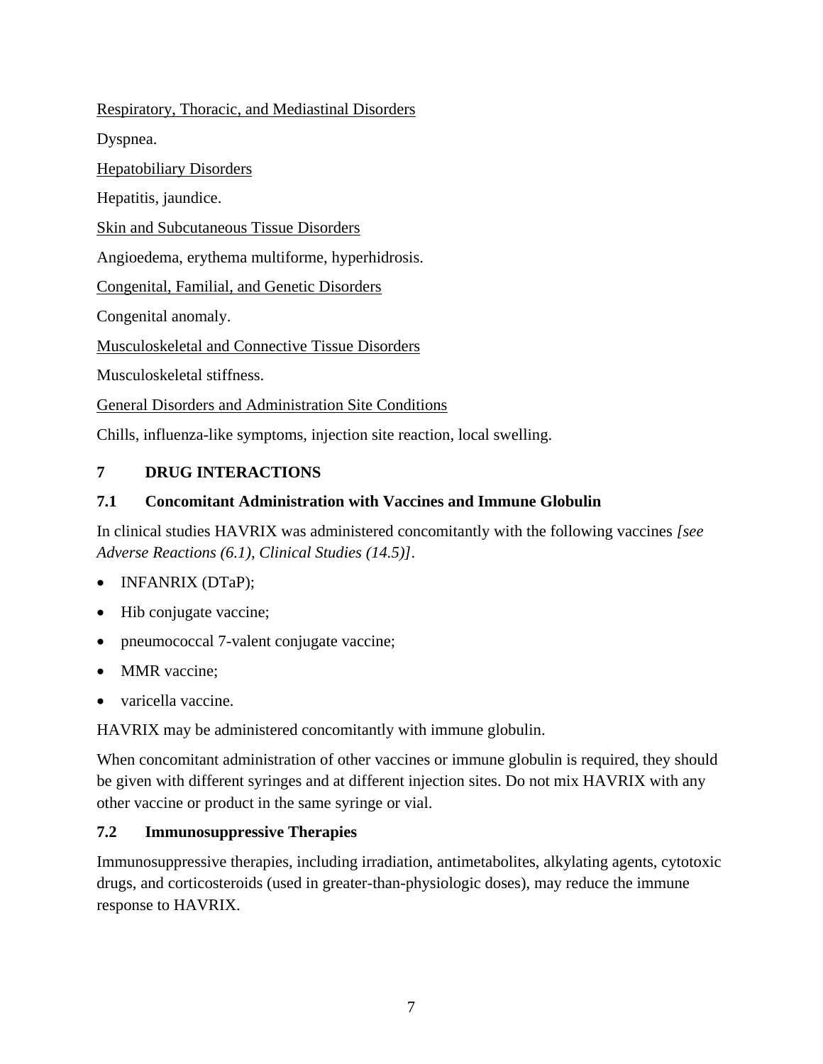Respiratory, Thoracic, and Mediastinal Disorders

Dyspnea.

Hepatobiliary Disorders

Hepatitis, jaundice.

Skin and Subcutaneous Tissue Disorders

Angioedema, erythema multiforme, hyperhidrosis.

Congenital, Familial, and Genetic Disorders

Congenital anomaly.

Musculoskeletal and Connective Tissue Disorders

Musculoskeletal stiffness.

General Disorders and Administration Site Conditions

Chills, influenza-like symptoms, injection site reaction, local swelling.

## 7 DRUG INTERACTIONS

### 7.1 Concomitant Administration with Vaccines and Immune Globulin

In clinical studies HAVRIX was administered concomitantly with the following vaccines *[see Adverse Reactions (6.1), Clinical Studies (14.5)]*.

- INFANRIX (DTaP);
- Hib conjugate vaccine;
- pneumococcal 7-valent conjugate vaccine;
- MMR vaccine;
- varicella vaccine.

HAVRIX may be administered concomitantly with immune globulin.

When concomitant administration of other vaccines or immune globulin is required, they should be given with different syringes and at different injection sites. Do not mix HAVRIX with any other vaccine or product in the same syringe or vial.

### 7.2 Immunosuppressive Therapies

Immunosuppressive therapies, including irradiation, antimetabolites, alkylating agents, cytotoxic drugs, and corticosteroids (used in greater-than-physiologic doses), may reduce the immune response to HAVRIX.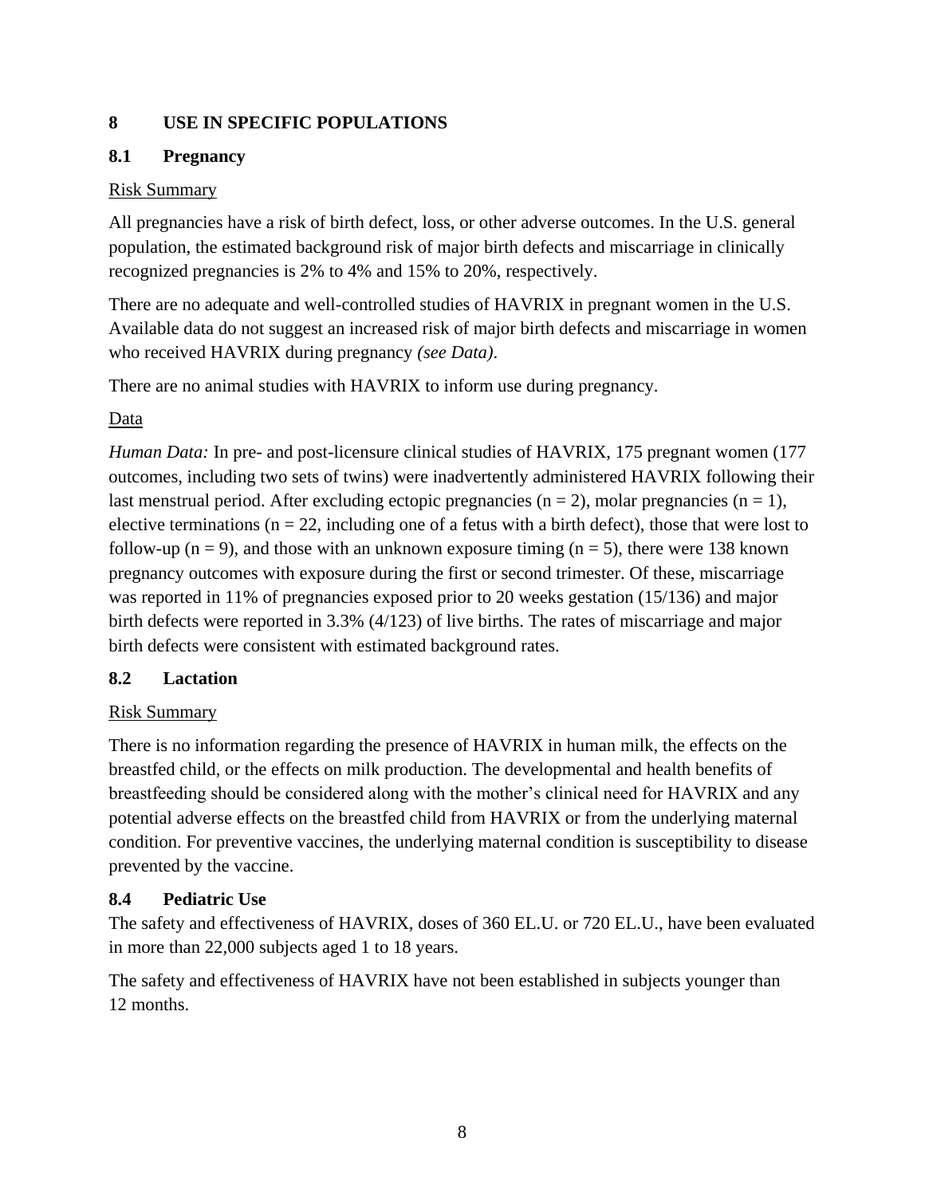## 8 USE IN SPECIFIC POPULATIONS

### 8.1 Pregnancy

Risk Summary

All pregnancies have a risk of birth defect, loss, or other adverse outcomes. In the U.S. general population, the estimated background risk of major birth defects and miscarriage in clinically recognized pregnancies is 2% to 4% and 15% to 20%, respectively.

There are no adequate and well-controlled studies of HAVRIX in pregnant women in the U.S. Available data do not suggest an increased risk of major birth defects and miscarriage in women who received HAVRIX during pregnancy *(see Data)*.

There are no animal studies with HAVRIX to inform use during pregnancy.

Data

*Human Data:* In pre- and post-licensure clinical studies of HAVRIX, 175 pregnant women (177 outcomes, including two sets of twins) were inadvertently administered HAVRIX following their last menstrual period. After excluding ectopic pregnancies (n = 2), molar pregnancies (n = 1), elective terminations (n = 22, including one of a fetus with a birth defect), those that were lost to follow-up (n = 9), and those with an unknown exposure timing (n = 5), there were 138 known pregnancy outcomes with exposure during the first or second trimester. Of these, miscarriage was reported in 11% of pregnancies exposed prior to 20 weeks gestation (15/136) and major birth defects were reported in 3.3% (4/123) of live births. The rates of miscarriage and major birth defects were consistent with estimated background rates.

### 8.2 Lactation

Risk Summary

There is no information regarding the presence of HAVRIX in human milk, the effects on the breastfed child, or the effects on milk production. The developmental and health benefits of breastfeeding should be considered along with the mother's clinical need for HAVRIX and any potential adverse effects on the breastfed child from HAVRIX or from the underlying maternal condition. For preventive vaccines, the underlying maternal condition is susceptibility to disease prevented by the vaccine.

### 8.4 Pediatric Use

The safety and effectiveness of HAVRIX, doses of 360 EL.U. or 720 EL.U., have been evaluated in more than 22,000 subjects aged 1 to 18 years.

The safety and effectiveness of HAVRIX have not been established in subjects younger than 12 months.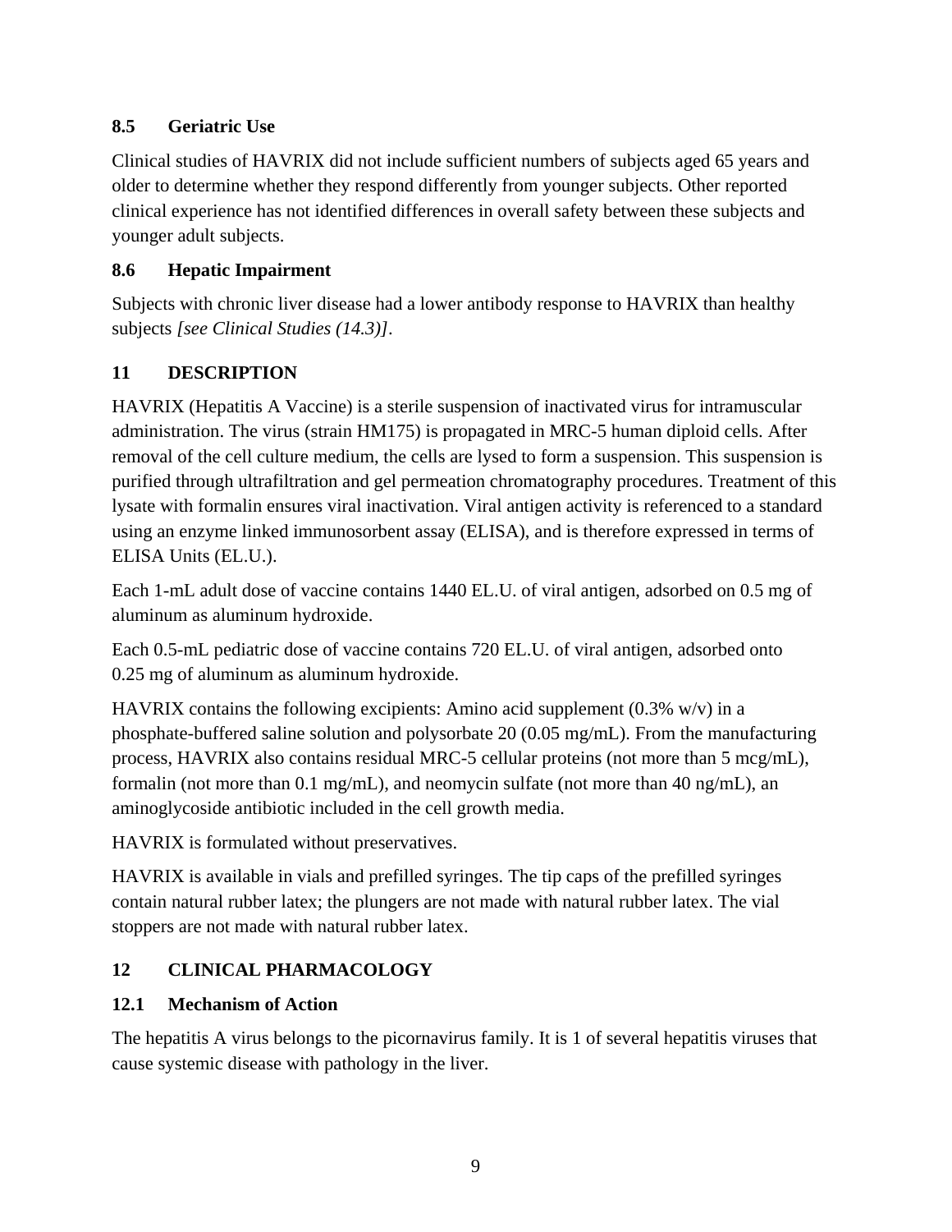### 8.5 Geriatric Use

Clinical studies of HAVRIX did not include sufficient numbers of subjects aged 65 years and older to determine whether they respond differently from younger subjects. Other reported clinical experience has not identified differences in overall safety between these subjects and younger adult subjects.

### 8.6 Hepatic Impairment

Subjects with chronic liver disease had a lower antibody response to HAVRIX than healthy subjects *[see Clinical Studies (14.3)]*.

## 11 DESCRIPTION

HAVRIX (Hepatitis A Vaccine) is a sterile suspension of inactivated virus for intramuscular administration. The virus (strain HM175) is propagated in MRC-5 human diploid cells. After removal of the cell culture medium, the cells are lysed to form a suspension. This suspension is purified through ultrafiltration and gel permeation chromatography procedures. Treatment of this lysate with formalin ensures viral inactivation. Viral antigen activity is referenced to a standard using an enzyme linked immunosorbent assay (ELISA), and is therefore expressed in terms of ELISA Units (EL.U.).

Each 1-mL adult dose of vaccine contains 1440 EL.U. of viral antigen, adsorbed on 0.5 mg of aluminum as aluminum hydroxide.

Each 0.5-mL pediatric dose of vaccine contains 720 EL.U. of viral antigen, adsorbed onto 0.25 mg of aluminum as aluminum hydroxide.

HAVRIX contains the following excipients: Amino acid supplement (0.3% w/v) in a phosphate-buffered saline solution and polysorbate 20 (0.05 mg/mL). From the manufacturing process, HAVRIX also contains residual MRC-5 cellular proteins (not more than 5 mcg/mL), formalin (not more than 0.1 mg/mL), and neomycin sulfate (not more than 40 ng/mL), an aminoglycoside antibiotic included in the cell growth media.

HAVRIX is formulated without preservatives.

HAVRIX is available in vials and prefilled syringes. The tip caps of the prefilled syringes contain natural rubber latex; the plungers are not made with natural rubber latex. The vial stoppers are not made with natural rubber latex.

## 12 CLINICAL PHARMACOLOGY

### 12.1 Mechanism of Action

The hepatitis A virus belongs to the picornavirus family. It is 1 of several hepatitis viruses that cause systemic disease with pathology in the liver.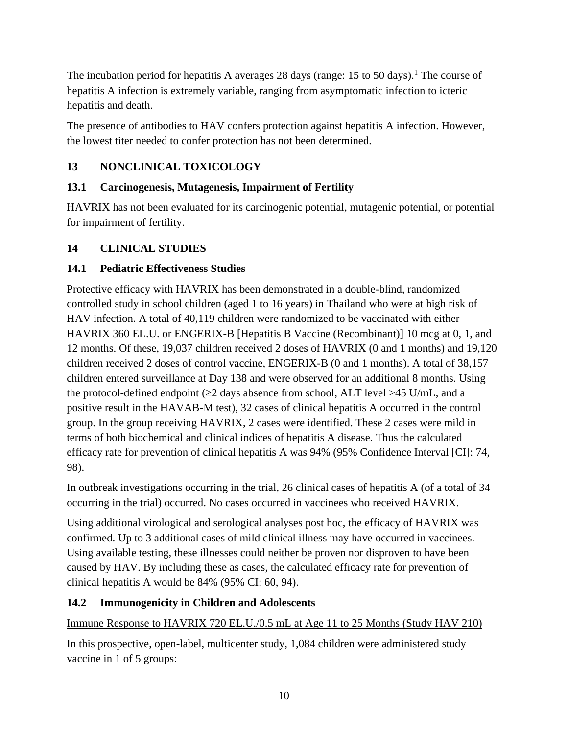The incubation period for hepatitis A averages 28 days (range: 15 to 50 days).[1] The course of hepatitis A infection is extremely variable, ranging from asymptomatic infection to icteric hepatitis and death.

The presence of antibodies to HAV confers protection against hepatitis A infection. However, the lowest titer needed to confer protection has not been determined.

## 13 NONCLINICAL TOXICOLOGY

### 13.1 Carcinogenesis, Mutagenesis, Impairment of Fertility

HAVRIX has not been evaluated for its carcinogenic potential, mutagenic potential, or potential for impairment of fertility.

## 14 CLINICAL STUDIES

### 14.1 Pediatric Effectiveness Studies

Protective efficacy with HAVRIX has been demonstrated in a double-blind, randomized controlled study in school children (aged 1 to 16 years) in Thailand who were at high risk of HAV infection. A total of 40,119 children were randomized to be vaccinated with either HAVRIX 360 EL.U. or ENGERIX-B [Hepatitis B Vaccine (Recombinant)] 10 mcg at 0, 1, and 12 months. Of these, 19,037 children received 2 doses of HAVRIX (0 and 1 months) and 19,120 children received 2 doses of control vaccine, ENGERIX-B (0 and 1 months). A total of 38,157 children entered surveillance at Day 138 and were observed for an additional 8 months. Using the protocol-defined endpoint (≥2 days absence from school, ALT level >45 U/mL, and a positive result in the HAVAB-M test), 32 cases of clinical hepatitis A occurred in the control group. In the group receiving HAVRIX, 2 cases were identified. These 2 cases were mild in terms of both biochemical and clinical indices of hepatitis A disease. Thus the calculated efficacy rate for prevention of clinical hepatitis A was 94% (95% Confidence Interval [CI]: 74, 98).

In outbreak investigations occurring in the trial, 26 clinical cases of hepatitis A (of a total of 34 occurring in the trial) occurred. No cases occurred in vaccinees who received HAVRIX.

Using additional virological and serological analyses post hoc, the efficacy of HAVRIX was confirmed. Up to 3 additional cases of mild clinical illness may have occurred in vaccinees. Using available testing, these illnesses could neither be proven nor disproven to have been caused by HAV. By including these as cases, the calculated efficacy rate for prevention of clinical hepatitis A would be 84% (95% CI: 60, 94).

### 14.2 Immunogenicity in Children and Adolescents

<u>Immune Response to HAVRIX 720 EL.U./0.5 mL at Age 11 to 25 Months (Study HAV 210)</u>

In this prospective, open-label, multicenter study, 1,084 children were administered study vaccine in 1 of 5 groups: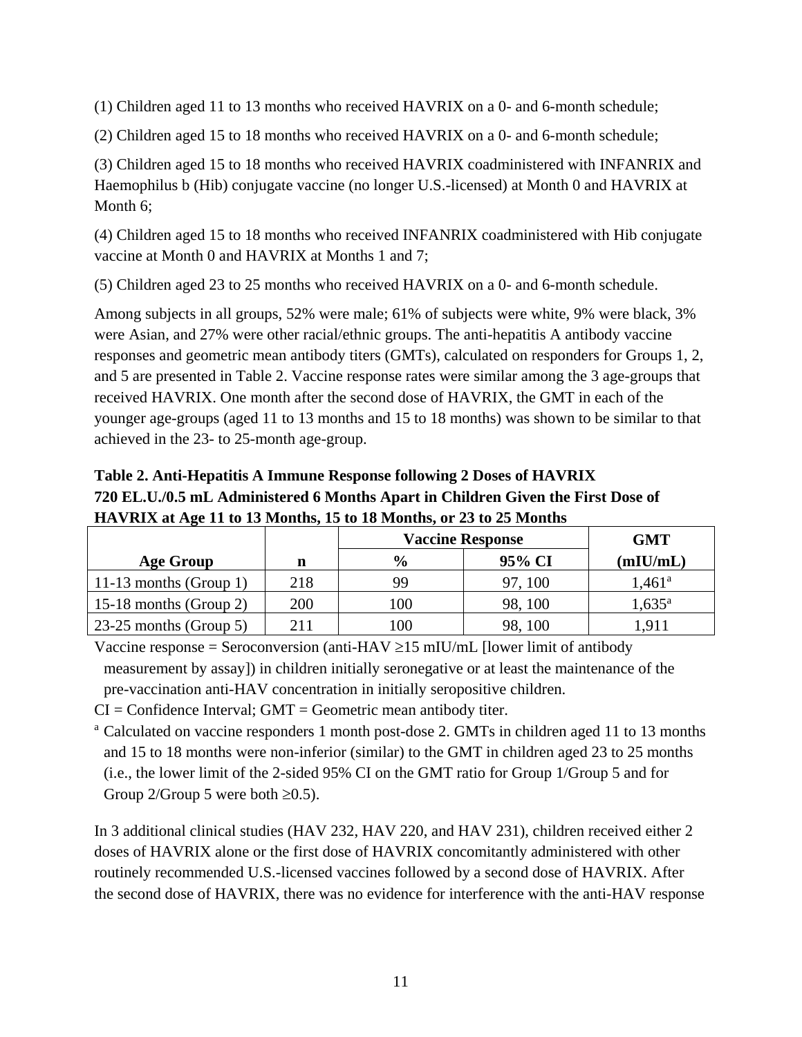(1) Children aged 11 to 13 months who received HAVRIX on a 0- and 6-month schedule;

(2) Children aged 15 to 18 months who received HAVRIX on a 0- and 6-month schedule;

(3) Children aged 15 to 18 months who received HAVRIX coadministered with INFANRIX and Haemophilus b (Hib) conjugate vaccine (no longer U.S.-licensed) at Month 0 and HAVRIX at Month 6;

(4) Children aged 15 to 18 months who received INFANRIX coadministered with Hib conjugate vaccine at Month 0 and HAVRIX at Months 1 and 7;

(5) Children aged 23 to 25 months who received HAVRIX on a 0- and 6-month schedule.

Among subjects in all groups, 52% were male; 61% of subjects were white, 9% were black, 3% were Asian, and 27% were other racial/ethnic groups. The anti-hepatitis A antibody vaccine responses and geometric mean antibody titers (GMTs), calculated on responders for Groups 1, 2, and 5 are presented in Table 2. Vaccine response rates were similar among the 3 age-groups that received HAVRIX. One month after the second dose of HAVRIX, the GMT in each of the younger age-groups (aged 11 to 13 months and 15 to 18 months) was shown to be similar to that achieved in the 23- to 25-month age-group.

**Table 2. Anti-Hepatitis A Immune Response following 2 Doses of HAVRIX 720 EL.U./0.5 mL Administered 6 Months Apart in Children Given the First Dose of HAVRIX at Age 11 to 13 Months, 15 to 18 Months, or 23 to 25 Months**

| | | Vaccine Response | | GMT |
|---|---|---|---|---|
| **Age Group** | **n** | **%** | **95% CI** | **(mIU/mL)** |
| 11-13 months (Group 1) | 218 | 99 | 97, 100 | 1,461[a] |
| 15-18 months (Group 2) | 200 | 100 | 98, 100 | 1,635[a] |
| 23-25 months (Group 5) | 211 | 100 | 98, 100 | 1,911 |

Vaccine response = Seroconversion (anti-HAV ≥15 mIU/mL [lower limit of antibody measurement by assay]) in children initially seronegative or at least the maintenance of the pre-vaccination anti-HAV concentration in initially seropositive children.

CI = Confidence Interval; GMT = Geometric mean antibody titer.

[a] Calculated on vaccine responders 1 month post-dose 2. GMTs in children aged 11 to 13 months and 15 to 18 months were non-inferior (similar) to the GMT in children aged 23 to 25 months (i.e., the lower limit of the 2-sided 95% CI on the GMT ratio for Group 1/Group 5 and for Group 2/Group 5 were both ≥0.5).

In 3 additional clinical studies (HAV 232, HAV 220, and HAV 231), children received either 2 doses of HAVRIX alone or the first dose of HAVRIX concomitantly administered with other routinely recommended U.S.-licensed vaccines followed by a second dose of HAVRIX. After the second dose of HAVRIX, there was no evidence for interference with the anti-HAV response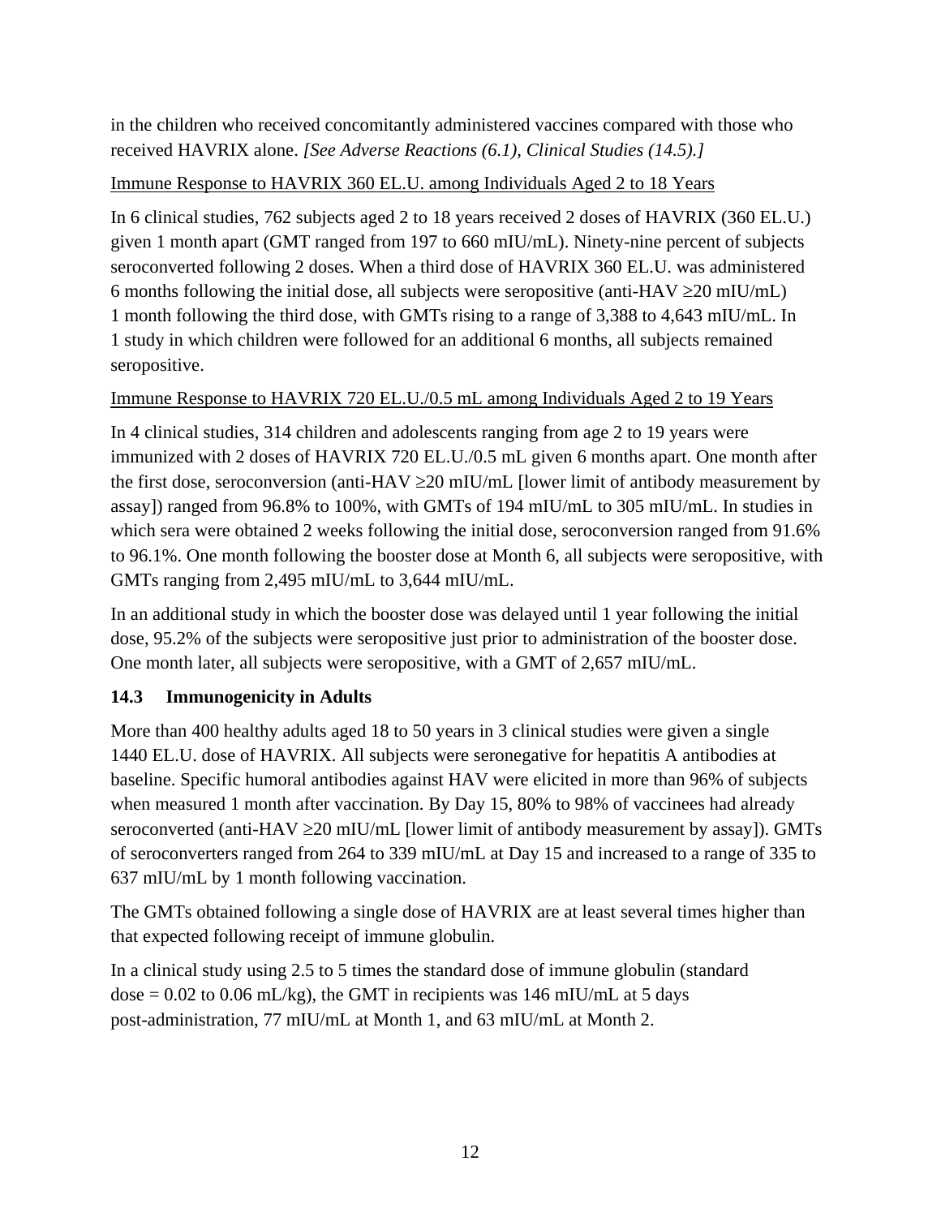in the children who received concomitantly administered vaccines compared with those who received HAVRIX alone. *[See Adverse Reactions (6.1), Clinical Studies (14.5).]*

Immune Response to HAVRIX 360 EL.U. among Individuals Aged 2 to 18 Years

In 6 clinical studies, 762 subjects aged 2 to 18 years received 2 doses of HAVRIX (360 EL.U.) given 1 month apart (GMT ranged from 197 to 660 mIU/mL). Ninety-nine percent of subjects seroconverted following 2 doses. When a third dose of HAVRIX 360 EL.U. was administered 6 months following the initial dose, all subjects were seropositive (anti-HAV ≥20 mIU/mL) 1 month following the third dose, with GMTs rising to a range of 3,388 to 4,643 mIU/mL. In 1 study in which children were followed for an additional 6 months, all subjects remained seropositive.

Immune Response to HAVRIX 720 EL.U./0.5 mL among Individuals Aged 2 to 19 Years

In 4 clinical studies, 314 children and adolescents ranging from age 2 to 19 years were immunized with 2 doses of HAVRIX 720 EL.U./0.5 mL given 6 months apart. One month after the first dose, seroconversion (anti-HAV ≥20 mIU/mL [lower limit of antibody measurement by assay]) ranged from 96.8% to 100%, with GMTs of 194 mIU/mL to 305 mIU/mL. In studies in which sera were obtained 2 weeks following the initial dose, seroconversion ranged from 91.6% to 96.1%. One month following the booster dose at Month 6, all subjects were seropositive, with GMTs ranging from 2,495 mIU/mL to 3,644 mIU/mL.

In an additional study in which the booster dose was delayed until 1 year following the initial dose, 95.2% of the subjects were seropositive just prior to administration of the booster dose. One month later, all subjects were seropositive, with a GMT of 2,657 mIU/mL.

### 14.3 Immunogenicity in Adults

More than 400 healthy adults aged 18 to 50 years in 3 clinical studies were given a single 1440 EL.U. dose of HAVRIX. All subjects were seronegative for hepatitis A antibodies at baseline. Specific humoral antibodies against HAV were elicited in more than 96% of subjects when measured 1 month after vaccination. By Day 15, 80% to 98% of vaccinees had already seroconverted (anti-HAV ≥20 mIU/mL [lower limit of antibody measurement by assay]). GMTs of seroconverters ranged from 264 to 339 mIU/mL at Day 15 and increased to a range of 335 to 637 mIU/mL by 1 month following vaccination.

The GMTs obtained following a single dose of HAVRIX are at least several times higher than that expected following receipt of immune globulin.

In a clinical study using 2.5 to 5 times the standard dose of immune globulin (standard dose = 0.02 to 0.06 mL/kg), the GMT in recipients was 146 mIU/mL at 5 days post-administration, 77 mIU/mL at Month 1, and 63 mIU/mL at Month 2.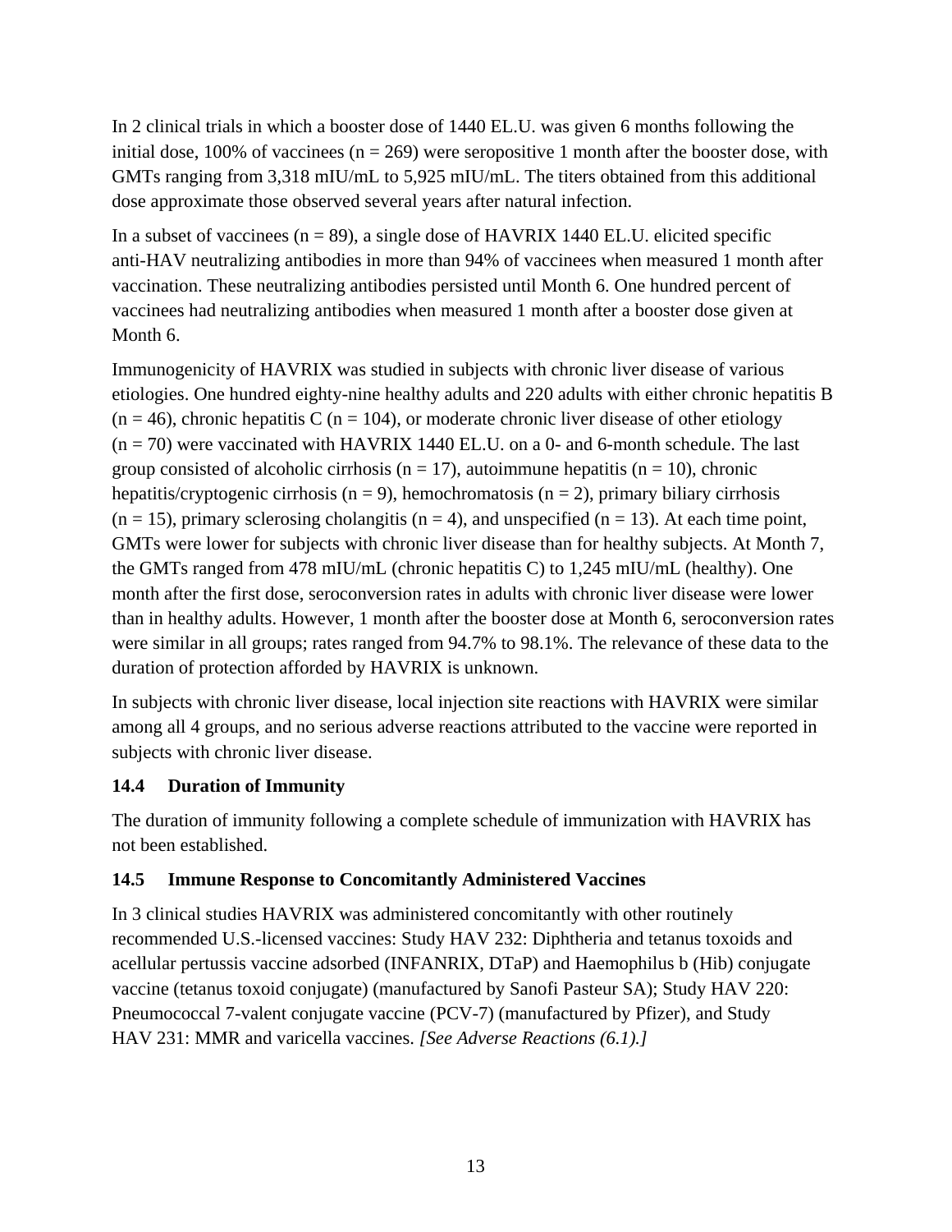In 2 clinical trials in which a booster dose of 1440 EL.U. was given 6 months following the initial dose, 100% of vaccinees (n = 269) were seropositive 1 month after the booster dose, with GMTs ranging from 3,318 mIU/mL to 5,925 mIU/mL. The titers obtained from this additional dose approximate those observed several years after natural infection.

In a subset of vaccinees (n = 89), a single dose of HAVRIX 1440 EL.U. elicited specific anti-HAV neutralizing antibodies in more than 94% of vaccinees when measured 1 month after vaccination. These neutralizing antibodies persisted until Month 6. One hundred percent of vaccinees had neutralizing antibodies when measured 1 month after a booster dose given at Month 6.

Immunogenicity of HAVRIX was studied in subjects with chronic liver disease of various etiologies. One hundred eighty-nine healthy adults and 220 adults with either chronic hepatitis B (n = 46), chronic hepatitis C (n = 104), or moderate chronic liver disease of other etiology (n = 70) were vaccinated with HAVRIX 1440 EL.U. on a 0- and 6-month schedule. The last group consisted of alcoholic cirrhosis (n = 17), autoimmune hepatitis (n = 10), chronic hepatitis/cryptogenic cirrhosis (n = 9), hemochromatosis (n = 2), primary biliary cirrhosis (n = 15), primary sclerosing cholangitis (n = 4), and unspecified (n = 13). At each time point, GMTs were lower for subjects with chronic liver disease than for healthy subjects. At Month 7, the GMTs ranged from 478 mIU/mL (chronic hepatitis C) to 1,245 mIU/mL (healthy). One month after the first dose, seroconversion rates in adults with chronic liver disease were lower than in healthy adults. However, 1 month after the booster dose at Month 6, seroconversion rates were similar in all groups; rates ranged from 94.7% to 98.1%. The relevance of these data to the duration of protection afforded by HAVRIX is unknown.

In subjects with chronic liver disease, local injection site reactions with HAVRIX were similar among all 4 groups, and no serious adverse reactions attributed to the vaccine were reported in subjects with chronic liver disease.

### 14.4 Duration of Immunity

The duration of immunity following a complete schedule of immunization with HAVRIX has not been established.

### 14.5 Immune Response to Concomitantly Administered Vaccines

In 3 clinical studies HAVRIX was administered concomitantly with other routinely recommended U.S.-licensed vaccines: Study HAV 232: Diphtheria and tetanus toxoids and acellular pertussis vaccine adsorbed (INFANRIX, DTaP) and Haemophilus b (Hib) conjugate vaccine (tetanus toxoid conjugate) (manufactured by Sanofi Pasteur SA); Study HAV 220: Pneumococcal 7-valent conjugate vaccine (PCV-7) (manufactured by Pfizer), and Study HAV 231: MMR and varicella vaccines. *[See Adverse Reactions (6.1).]*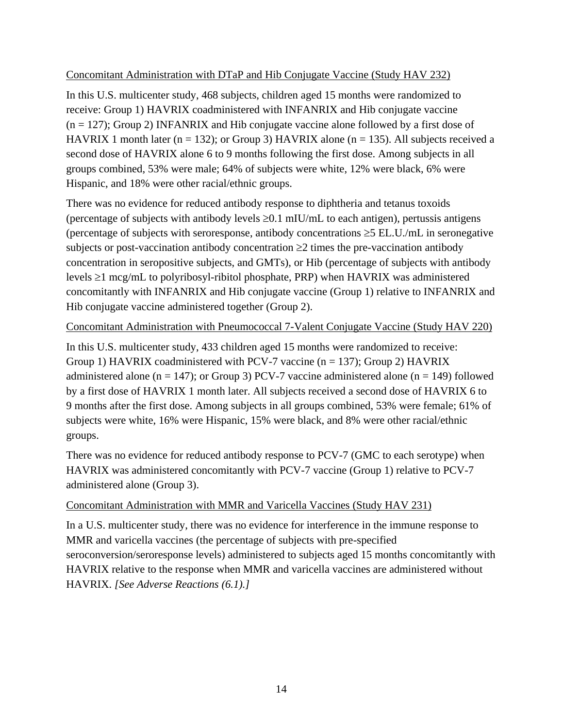Concomitant Administration with DTaP and Hib Conjugate Vaccine (Study HAV 232)

In this U.S. multicenter study, 468 subjects, children aged 15 months were randomized to receive: Group 1) HAVRIX coadministered with INFANRIX and Hib conjugate vaccine (n = 127); Group 2) INFANRIX and Hib conjugate vaccine alone followed by a first dose of HAVRIX 1 month later (n = 132); or Group 3) HAVRIX alone (n = 135). All subjects received a second dose of HAVRIX alone 6 to 9 months following the first dose. Among subjects in all groups combined, 53% were male; 64% of subjects were white, 12% were black, 6% were Hispanic, and 18% were other racial/ethnic groups.

There was no evidence for reduced antibody response to diphtheria and tetanus toxoids (percentage of subjects with antibody levels ≥0.1 mIU/mL to each antigen), pertussis antigens (percentage of subjects with seroresponse, antibody concentrations ≥5 EL.U./mL in seronegative subjects or post-vaccination antibody concentration ≥2 times the pre-vaccination antibody concentration in seropositive subjects, and GMTs), or Hib (percentage of subjects with antibody levels ≥1 mcg/mL to polyribosyl-ribitol phosphate, PRP) when HAVRIX was administered concomitantly with INFANRIX and Hib conjugate vaccine (Group 1) relative to INFANRIX and Hib conjugate vaccine administered together (Group 2).

Concomitant Administration with Pneumococcal 7-Valent Conjugate Vaccine (Study HAV 220)

In this U.S. multicenter study, 433 children aged 15 months were randomized to receive: Group 1) HAVRIX coadministered with PCV-7 vaccine (n = 137); Group 2) HAVRIX administered alone (n = 147); or Group 3) PCV-7 vaccine administered alone (n = 149) followed by a first dose of HAVRIX 1 month later. All subjects received a second dose of HAVRIX 6 to 9 months after the first dose. Among subjects in all groups combined, 53% were female; 61% of subjects were white, 16% were Hispanic, 15% were black, and 8% were other racial/ethnic groups.

There was no evidence for reduced antibody response to PCV-7 (GMC to each serotype) when HAVRIX was administered concomitantly with PCV-7 vaccine (Group 1) relative to PCV-7 administered alone (Group 3).

Concomitant Administration with MMR and Varicella Vaccines (Study HAV 231)

In a U.S. multicenter study, there was no evidence for interference in the immune response to MMR and varicella vaccines (the percentage of subjects with pre-specified seroconversion/seroresponse levels) administered to subjects aged 15 months concomitantly with HAVRIX relative to the response when MMR and varicella vaccines are administered without HAVRIX. *[See Adverse Reactions (6.1).]*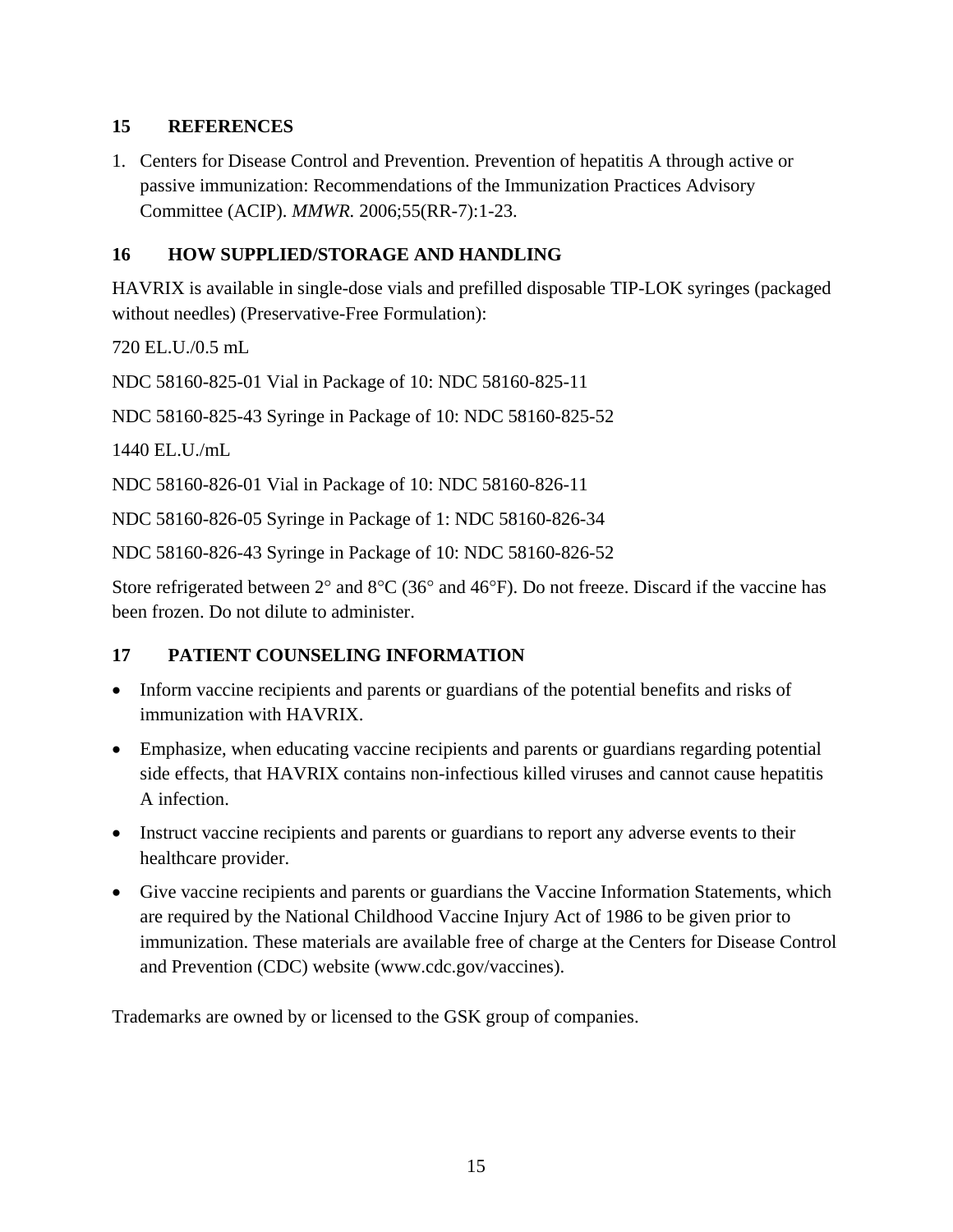## 15 REFERENCES

1. Centers for Disease Control and Prevention. Prevention of hepatitis A through active or passive immunization: Recommendations of the Immunization Practices Advisory Committee (ACIP). *MMWR.* 2006;55(RR-7):1-23.

## 16 HOW SUPPLIED/STORAGE AND HANDLING

HAVRIX is available in single-dose vials and prefilled disposable TIP-LOK syringes (packaged without needles) (Preservative-Free Formulation):

720 EL.U./0.5 mL

NDC 58160-825-01 Vial in Package of 10: NDC 58160-825-11

NDC 58160-825-43 Syringe in Package of 10: NDC 58160-825-52

1440 EL.U./mL

NDC 58160-826-01 Vial in Package of 10: NDC 58160-826-11

NDC 58160-826-05 Syringe in Package of 1: NDC 58160-826-34

NDC 58160-826-43 Syringe in Package of 10: NDC 58160-826-52

Store refrigerated between 2° and 8°C (36° and 46°F). Do not freeze. Discard if the vaccine has been frozen. Do not dilute to administer.

## 17 PATIENT COUNSELING INFORMATION

- Inform vaccine recipients and parents or guardians of the potential benefits and risks of immunization with HAVRIX.
- Emphasize, when educating vaccine recipients and parents or guardians regarding potential side effects, that HAVRIX contains non-infectious killed viruses and cannot cause hepatitis A infection.
- Instruct vaccine recipients and parents or guardians to report any adverse events to their healthcare provider.
- Give vaccine recipients and parents or guardians the Vaccine Information Statements, which are required by the National Childhood Vaccine Injury Act of 1986 to be given prior to immunization. These materials are available free of charge at the Centers for Disease Control and Prevention (CDC) website (www.cdc.gov/vaccines).

Trademarks are owned by or licensed to the GSK group of companies.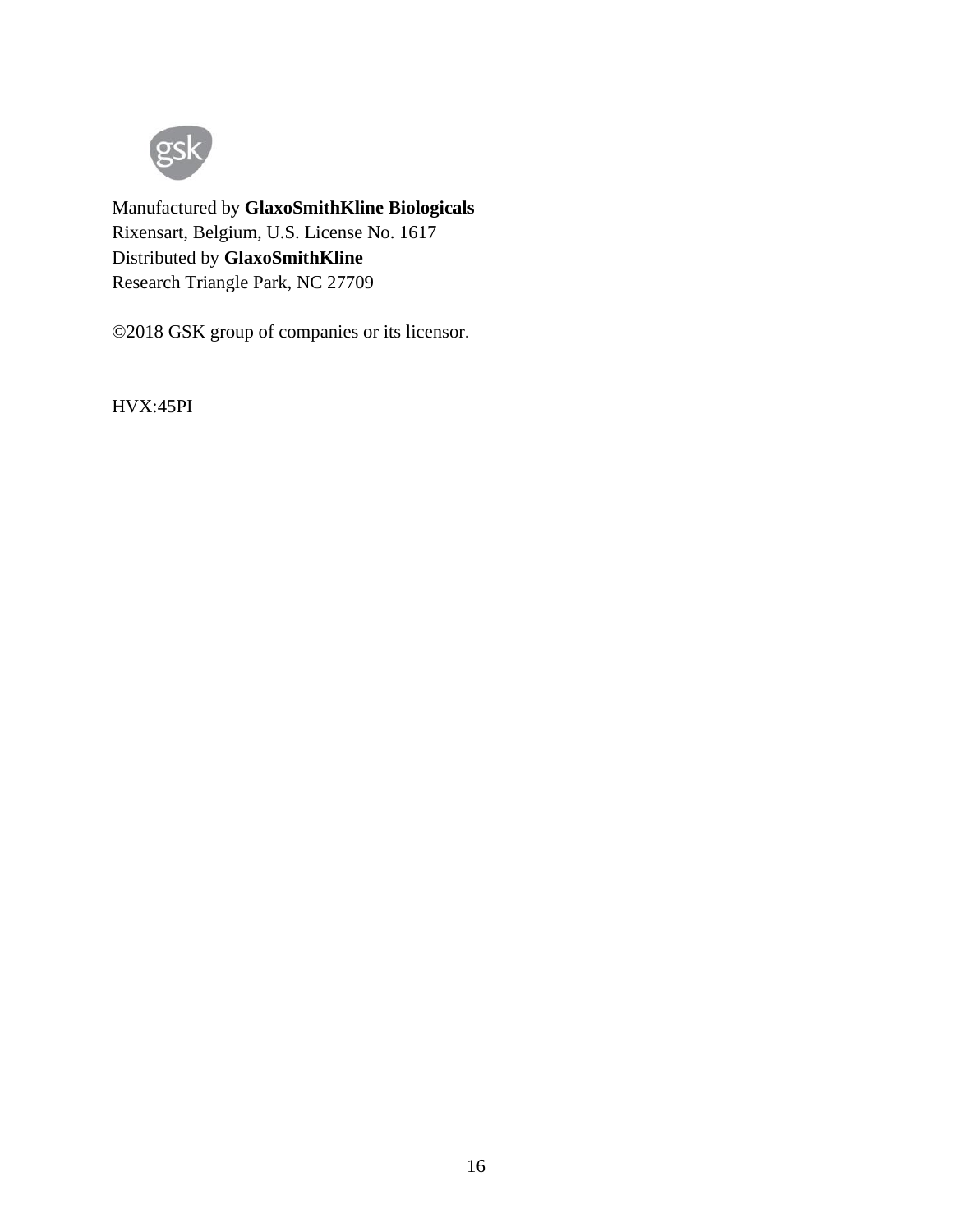Manufactured by **GlaxoSmithKline Biologicals**
Rixensart, Belgium, U.S. License No. 1617
Distributed by **GlaxoSmithKline**
Research Triangle Park, NC 27709

©2018 GSK group of companies or its licensor.

HVX:45PI